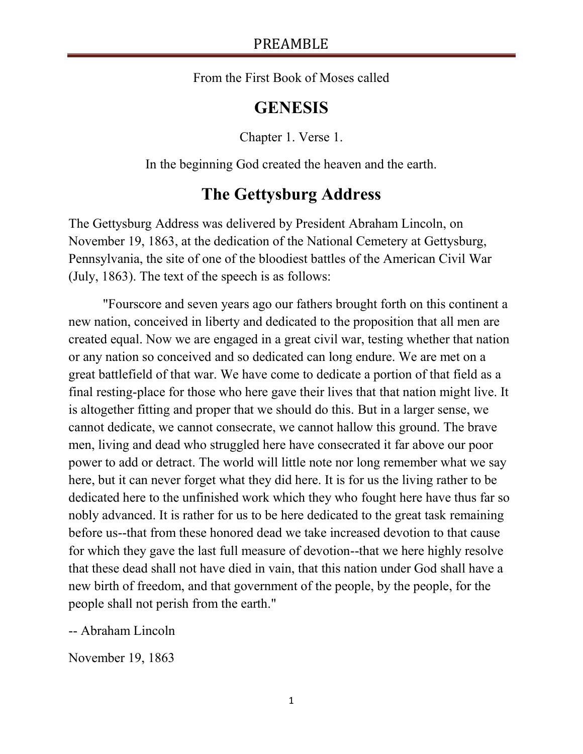# PREAMBLE

From the First Book of Moses called

## GENESIS

Chapter 1. Verse 1.

In the beginning God created the heaven and the earth.

## The Gettysburg Address

The Gettysburg Address was delivered by President Abraham Lincoln, on November 19, 1863, at the dedication of the National Cemetery at Gettysburg, Pennsylvania, the site of one of the bloodiest battles of the American Civil War (July, 1863). The text of the speech is as follows:

"Fourscore and seven years ago our fathers brought forth on this continent a new nation, conceived in liberty and dedicated to the proposition that all men are created equal. Now we are engaged in a great civil war, testing whether that nation or any nation so conceived and so dedicated can long endure. We are met on a great battlefield of that war. We have come to dedicate a portion of that field as a final resting-place for those who here gave their lives that that nation might live. It is altogether fitting and proper that we should do this. But in a larger sense, we cannot dedicate, we cannot consecrate, we cannot hallow this ground. The brave men, living and dead who struggled here have consecrated it far above our poor power to add or detract. The world will little note nor long remember what we say here, but it can never forget what they did here. It is for us the living rather to be dedicated here to the unfinished work which they who fought here have thus far so nobly advanced. It is rather for us to be here dedicated to the great task remaining before us--that from these honored dead we take increased devotion to that cause for which they gave the last full measure of devotion--that we here highly resolve that these dead shall not have died in vain, that this nation under God shall have a new birth of freedom, and that government of the people, by the people, for the people shall not perish from the earth."

-- Abraham Lincoln

November 19, 1863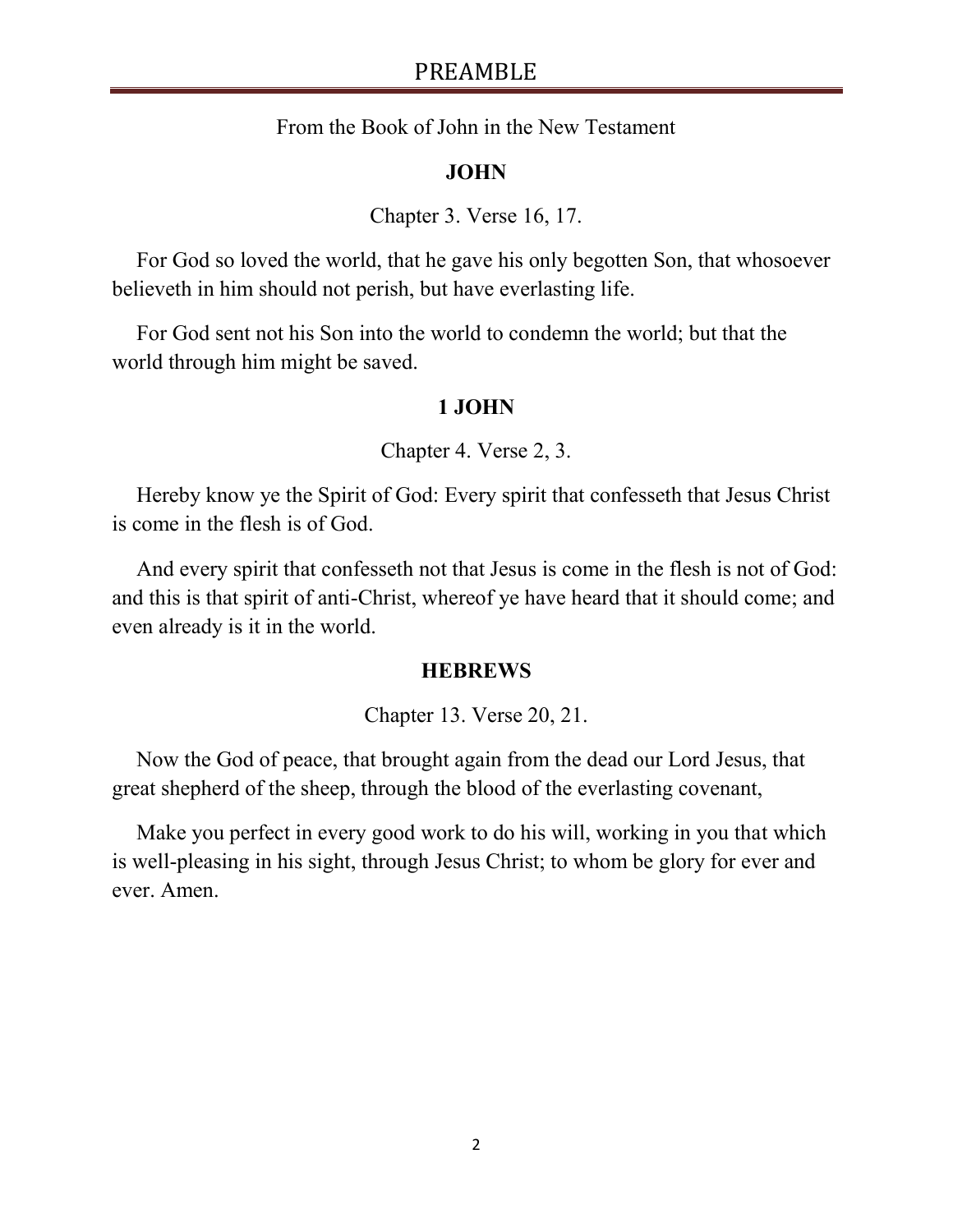# PREAMBLE

From the Book of John in the New Testament

**JOHN**

Chapter 3. Verse 16, 17.

For God so loved the world, that he gave his only begotten Son, that whosoever believeth in him should not perish, but have everlasting life.

For God sent not his Son into the world to condemn the world; but that the world through him might be saved.

**1 JOHN**

Chapter 4. Verse 2, 3.

Hereby know ye the Spirit of God: Every spirit that confesseth that Jesus Christ is come in the flesh is of God.

And every spirit that confesseth not that Jesus is come in the flesh is not of God: and this is that spirit of anti-Christ, whereof ye have heard that it should come; and even already is it in the world.

**HEBREWS**

Chapter 13. Verse 20, 21.

Now the God of peace, that brought again from the dead our Lord Jesus, that great shepherd of the sheep, through the blood of the everlasting covenant,

Make you perfect in every good work to do his will, working in you that which is well-pleasing in his sight, through Jesus Christ; to whom be glory for ever and ever. Amen.